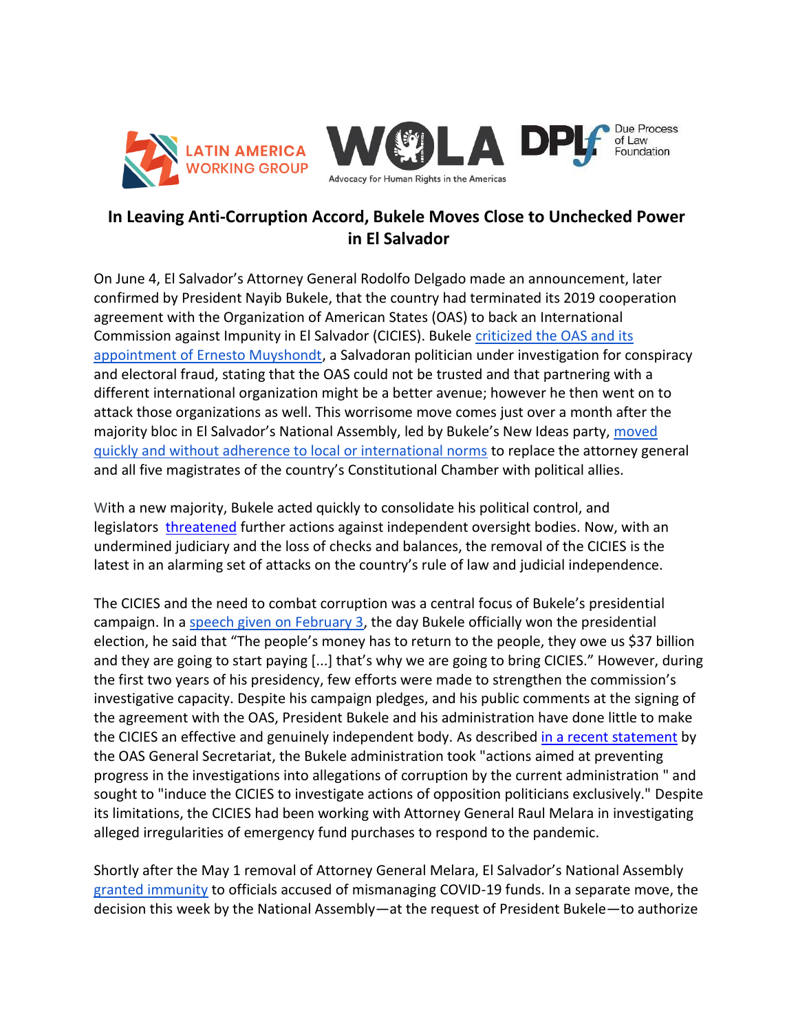# In Leaving Anti-Corruption Accord, Bukele Moves Close to Unchecked Power in El Salvador

On June 4, El Salvador's Attorney General Rodolfo Delgado made an announcement, later confirmed by President Nayib Bukele, that the country had terminated its 2019 cooperation agreement with the Organization of American States (OAS) to back an International Commission against Impunity in El Salvador (CICIES). Bukele criticized the OAS and its appointment of Ernesto Muyshondt, a Salvadoran politician under investigation for conspiracy and electoral fraud, stating that the OAS could not be trusted and that partnering with a different international organization might be a better avenue; however he then went on to attack those organizations as well. This worrisome move comes just over a month after the majority bloc in El Salvador's National Assembly, led by Bukele's New Ideas party, moved quickly and without adherence to local or international norms to replace the attorney general and all five magistrates of the country's Constitutional Chamber with political allies.

With a new majority, Bukele acted quickly to consolidate his political control, and legislators threatened further actions against independent oversight bodies. Now, with an undermined judiciary and the loss of checks and balances, the removal of the CICIES is the latest in an alarming set of attacks on the country's rule of law and judicial independence.

The CICIES and the need to combat corruption was a central focus of Bukele's presidential campaign. In a speech given on February 3, the day Bukele officially won the presidential election, he said that "The people's money has to return to the people, they owe us $37 billion and they are going to start paying [...] that's why we are going to bring CICIES." However, during the first two years of his presidency, few efforts were made to strengthen the commission's investigative capacity. Despite his campaign pledges, and his public comments at the signing of the agreement with the OAS, President Bukele and his administration have done little to make the CICIES an effective and genuinely independent body. As described in a recent statement by the OAS General Secretariat, the Bukele administration took "actions aimed at preventing progress in the investigations into allegations of corruption by the current administration " and sought to "induce the CICIES to investigate actions of opposition politicians exclusively." Despite its limitations, the CICIES had been working with Attorney General Raul Melara in investigating alleged irregularities of emergency fund purchases to respond to the pandemic.

Shortly after the May 1 removal of Attorney General Melara, El Salvador's National Assembly granted immunity to officials accused of mismanaging COVID-19 funds. In a separate move, the decision this week by the National Assembly—at the request of President Bukele—to authorize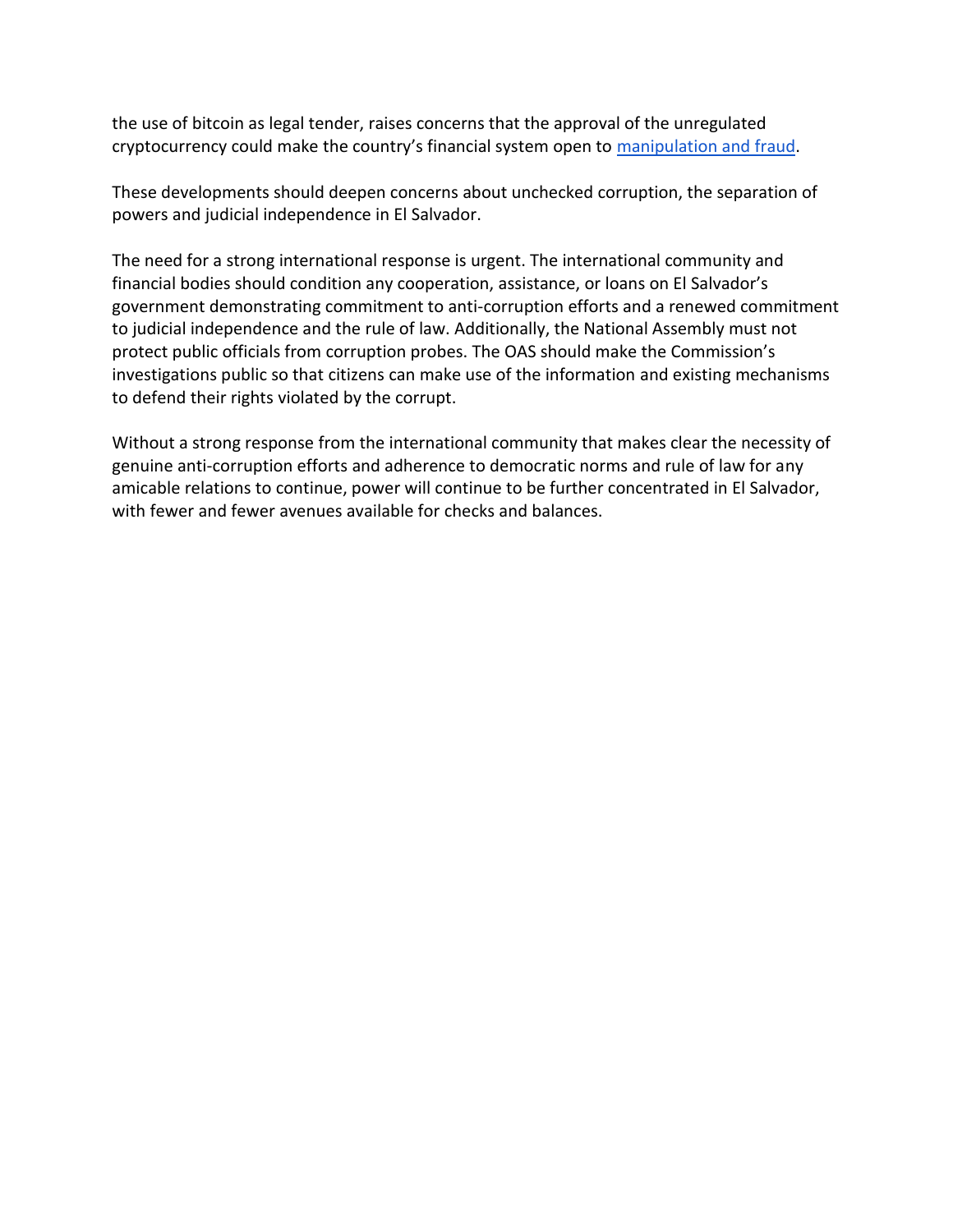the use of bitcoin as legal tender, raises concerns that the approval of the unregulated cryptocurrency could make the country's financial system open to manipulation and fraud.

These developments should deepen concerns about unchecked corruption, the separation of powers and judicial independence in El Salvador.

The need for a strong international response is urgent. The international community and financial bodies should condition any cooperation, assistance, or loans on El Salvador's government demonstrating commitment to anti-corruption efforts and a renewed commitment to judicial independence and the rule of law. Additionally, the National Assembly must not protect public officials from corruption probes. The OAS should make the Commission's investigations public so that citizens can make use of the information and existing mechanisms to defend their rights violated by the corrupt.

Without a strong response from the international community that makes clear the necessity of genuine anti-corruption efforts and adherence to democratic norms and rule of law for any amicable relations to continue, power will continue to be further concentrated in El Salvador, with fewer and fewer avenues available for checks and balances.